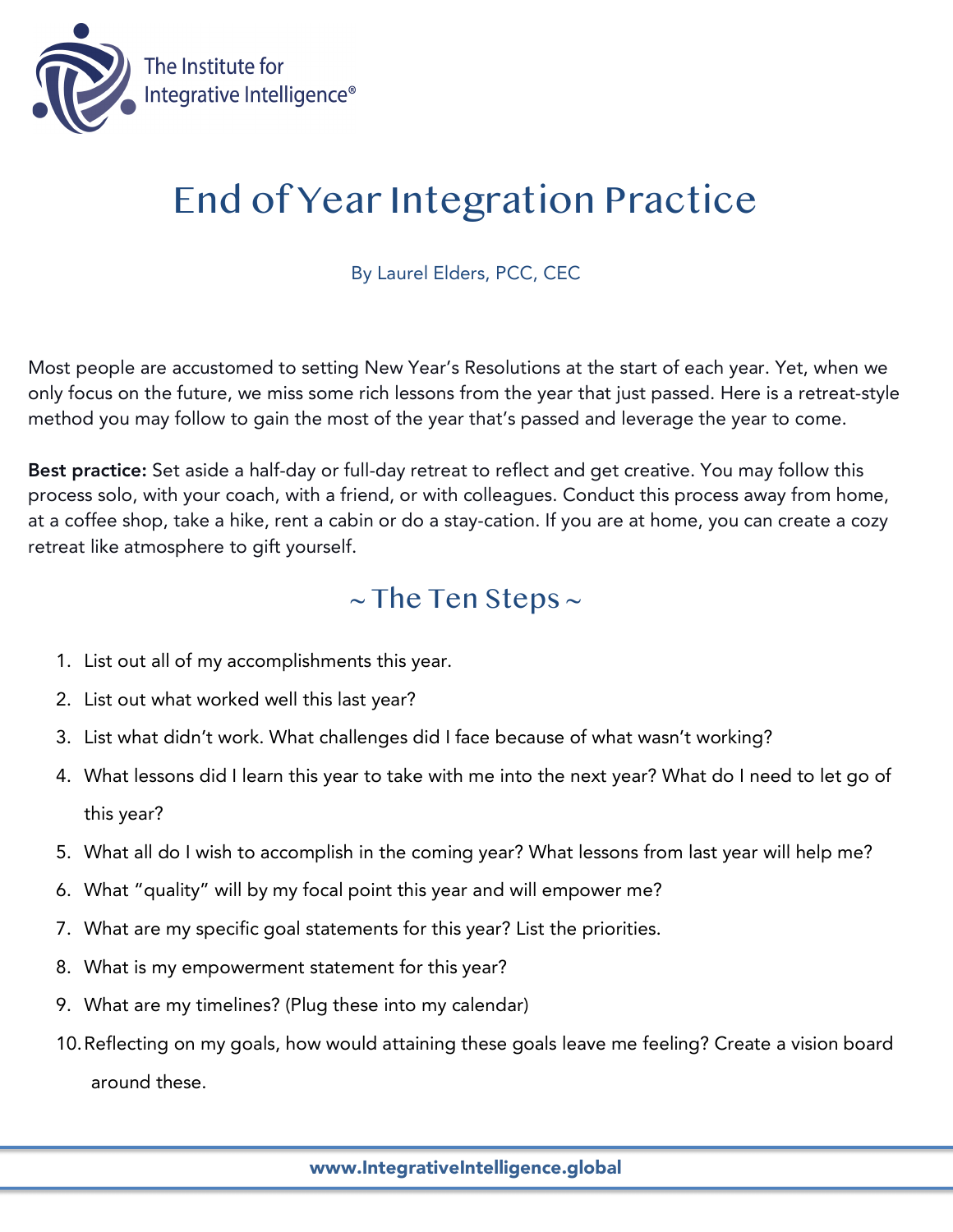The Institute for Integrative Intelligence®

# End of Year Integration Practice

By Laurel Elders, PCC, CEC

Most people are accustomed to setting New Year's Resolutions at the start of each year. Yet, when we only focus on the future, we miss some rich lessons from the year that just passed. Here is a retreat-style method you may follow to gain the most of the year that's passed and leverage the year to come.

**Best practice:** Set aside a half-day or full-day retreat to reflect and get creative. You may follow this process solo, with your coach, with a friend, or with colleagues. Conduct this process away from home, at a coffee shop, take a hike, rent a cabin or do a stay-cation. If you are at home, you can create a cozy retreat like atmosphere to gift yourself.

## ~ The Ten Steps ~

1. List out all of my accomplishments this year.
2. List out what worked well this last year?
3. List what didn't work. What challenges did I face because of what wasn't working?
4. What lessons did I learn this year to take with me into the next year? What do I need to let go of this year?
5. What all do I wish to accomplish in the coming year? What lessons from last year will help me?
6. What "quality" will by my focal point this year and will empower me?
7. What are my specific goal statements for this year? List the priorities.
8. What is my empowerment statement for this year?
9. What are my timelines? (Plug these into my calendar)
10. Reflecting on my goals, how would attaining these goals leave me feeling? Create a vision board around these.

www.IntegrativeIntelligence.global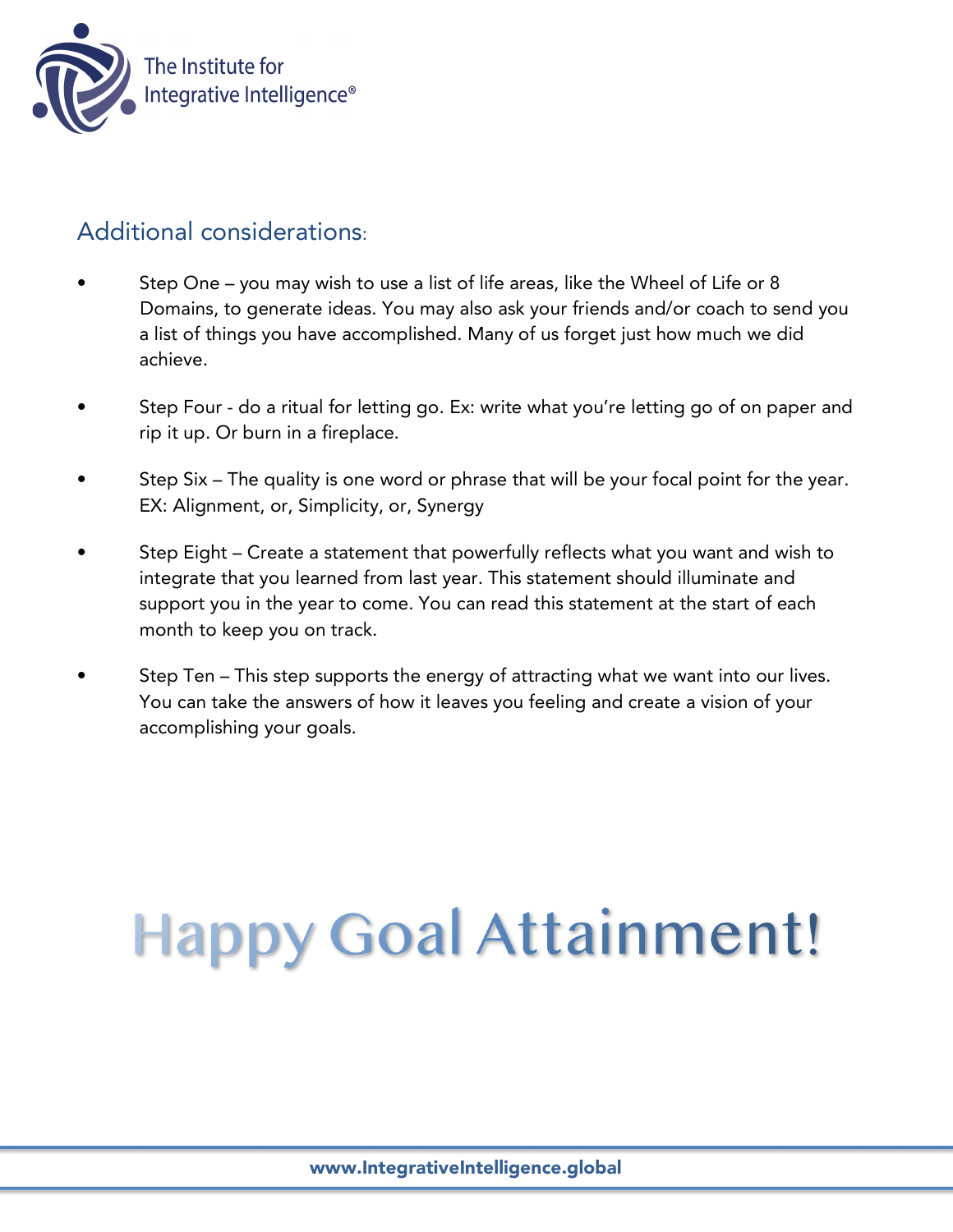## Additional considerations:

- Step One – you may wish to use a list of life areas, like the Wheel of Life or 8 Domains, to generate ideas. You may also ask your friends and/or coach to send you a list of things you have accomplished. Many of us forget just how much we did achieve.
- Step Four - do a ritual for letting go. Ex: write what you're letting go of on paper and rip it up. Or burn in a fireplace.
- Step Six – The quality is one word or phrase that will be your focal point for the year. EX: Alignment, or, Simplicity, or, Synergy
- Step Eight – Create a statement that powerfully reflects what you want and wish to integrate that you learned from last year. This statement should illuminate and support you in the year to come. You can read this statement at the start of each month to keep you on track.
- Step Ten – This step supports the energy of attracting what we want into our lives. You can take the answers of how it leaves you feeling and create a vision of your accomplishing your goals.

# Happy Goal Attainment!